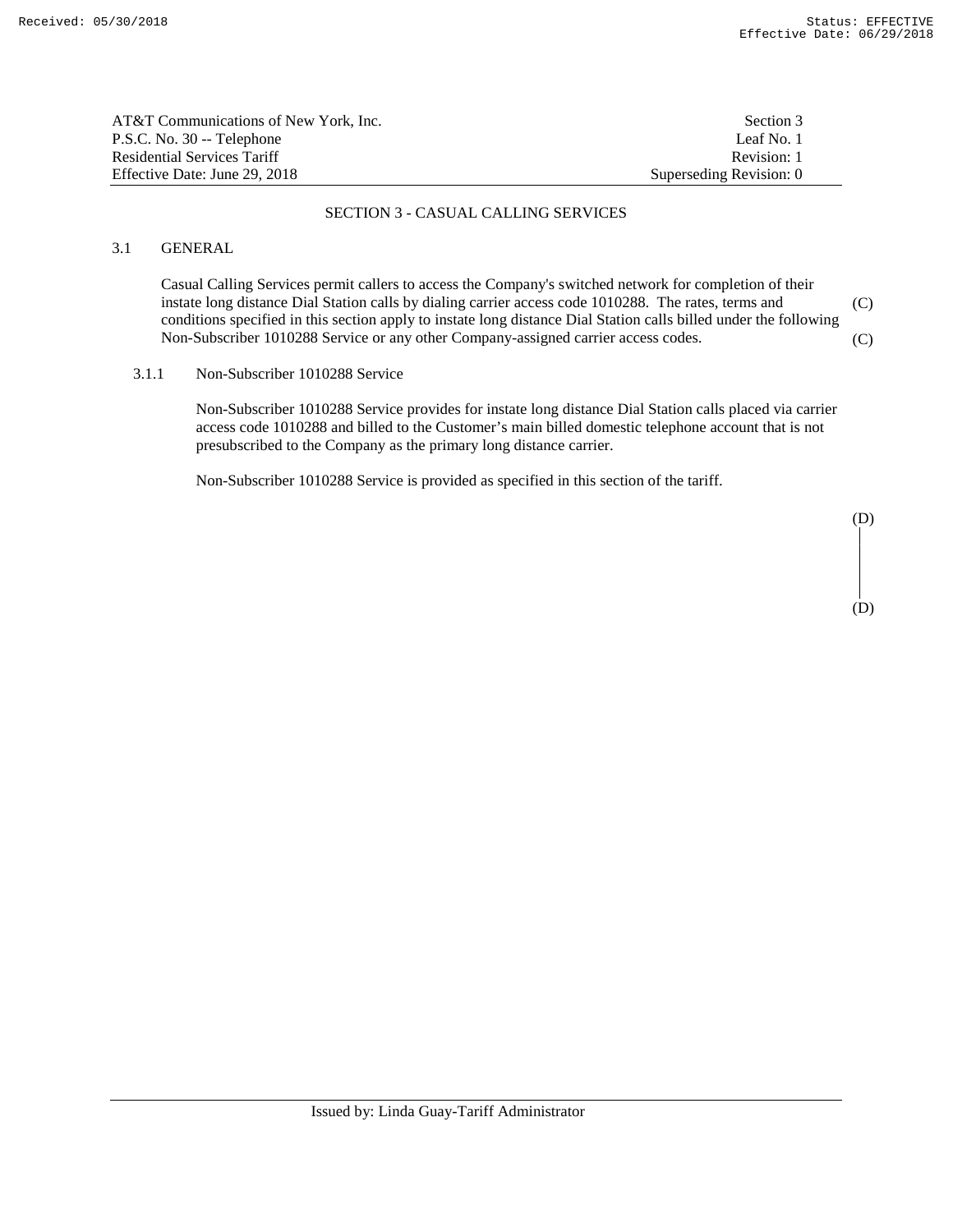AT&T Communications of New York, Inc.
P.S.C. No. 30 -- Telephone
Residential Services Tariff
Effective Date: June 29, 2018

Section 3
Leaf No. 1
Revision: 1
Superseding Revision: 0

## SECTION 3 - CASUAL CALLING SERVICES

### 3.1 GENERAL

Casual Calling Services permit callers to access the Company's switched network for completion of their instate long distance Dial Station calls by dialing carrier access code 1010288. The rates, terms and conditions specified in this section apply to instate long distance Dial Station calls billed under the following Non-Subscriber 1010288 Service or any other Company-assigned carrier access codes. (C)

#### 3.1.1 Non-Subscriber 1010288 Service

Non-Subscriber 1010288 Service provides for instate long distance Dial Station calls placed via carrier access code 1010288 and billed to the Customer's main billed domestic telephone account that is not presubscribed to the Company as the primary long distance carrier.

Non-Subscriber 1010288 Service is provided as specified in this section of the tariff.

(D)

(D)

Issued by: Linda Guay-Tariff Administrator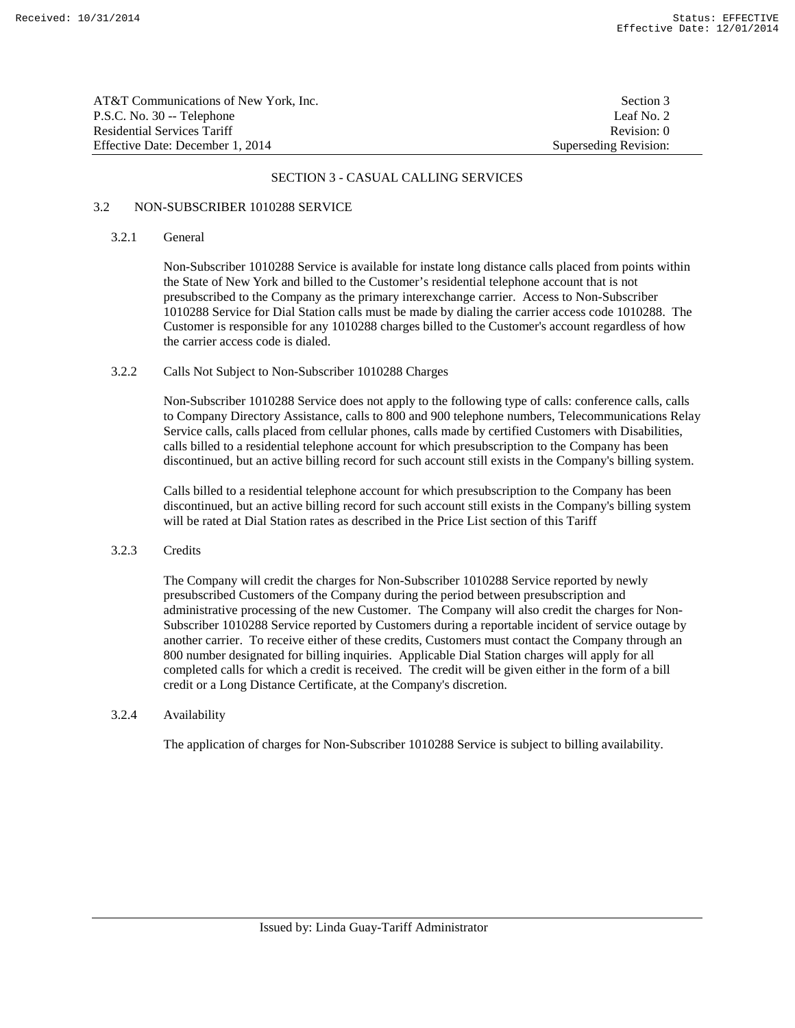## SECTION 3 - CASUAL CALLING SERVICES

### 3.2 NON-SUBSCRIBER 1010288 SERVICE

#### 3.2.1 General

Non-Subscriber 1010288 Service is available for instate long distance calls placed from points within the State of New York and billed to the Customer's residential telephone account that is not presubscribed to the Company as the primary interexchange carrier. Access to Non-Subscriber 1010288 Service for Dial Station calls must be made by dialing the carrier access code 1010288. The Customer is responsible for any 1010288 charges billed to the Customer's account regardless of how the carrier access code is dialed.

#### 3.2.2 Calls Not Subject to Non-Subscriber 1010288 Charges

Non-Subscriber 1010288 Service does not apply to the following type of calls: conference calls, calls to Company Directory Assistance, calls to 800 and 900 telephone numbers, Telecommunications Relay Service calls, calls placed from cellular phones, calls made by certified Customers with Disabilities, calls billed to a residential telephone account for which presubscription to the Company has been discontinued, but an active billing record for such account still exists in the Company's billing system.

Calls billed to a residential telephone account for which presubscription to the Company has been discontinued, but an active billing record for such account still exists in the Company's billing system will be rated at Dial Station rates as described in the Price List section of this Tariff

#### 3.2.3 Credits

The Company will credit the charges for Non-Subscriber 1010288 Service reported by newly presubscribed Customers of the Company during the period between presubscription and administrative processing of the new Customer. The Company will also credit the charges for Non-Subscriber 1010288 Service reported by Customers during a reportable incident of service outage by another carrier. To receive either of these credits, Customers must contact the Company through an 800 number designated for billing inquiries. Applicable Dial Station charges will apply for all completed calls for which a credit is received. The credit will be given either in the form of a bill credit or a Long Distance Certificate, at the Company's discretion.

#### 3.2.4 Availability

The application of charges for Non-Subscriber 1010288 Service is subject to billing availability.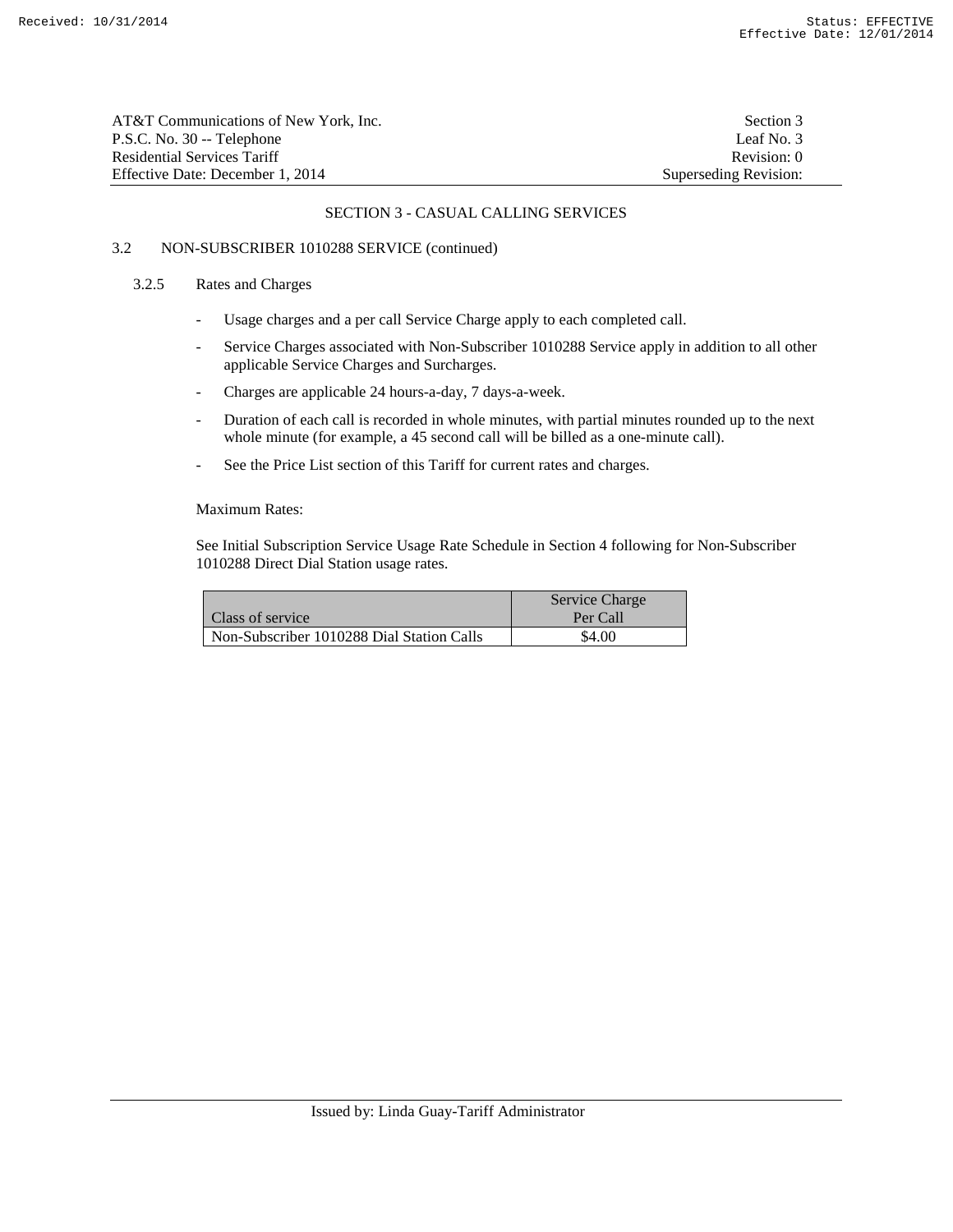## SECTION 3 - CASUAL CALLING SERVICES

### 3.2 NON-SUBSCRIBER 1010288 SERVICE (continued)

#### 3.2.5 Rates and Charges

- Usage charges and a per call Service Charge apply to each completed call.
- Service Charges associated with Non-Subscriber 1010288 Service apply in addition to all other applicable Service Charges and Surcharges.
- Charges are applicable 24 hours-a-day, 7 days-a-week.
- Duration of each call is recorded in whole minutes, with partial minutes rounded up to the next whole minute (for example, a 45 second call will be billed as a one-minute call).
- See the Price List section of this Tariff for current rates and charges.

Maximum Rates:

See Initial Subscription Service Usage Rate Schedule in Section 4 following for Non-Subscriber 1010288 Direct Dial Station usage rates.

| Class of service | Service Charge Per Call |
|---|---|
| Non-Subscriber 1010288 Dial Station Calls | $4.00 |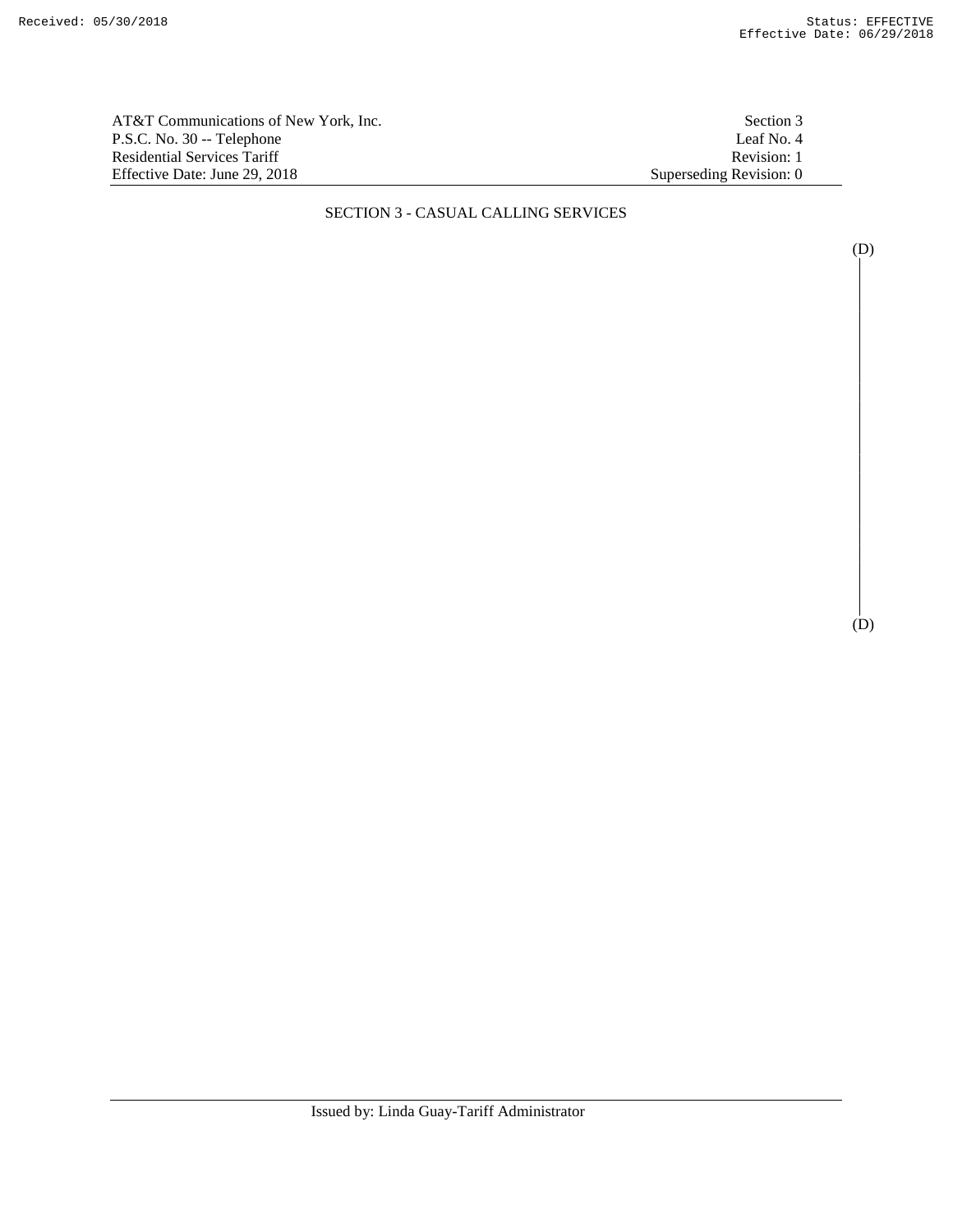| AT&T Communications of New York, Inc. | Section 3 |
| --- | --- |
| P.S.C. No. 30 -- Telephone | Leaf No. 4 |
| Residential Services Tariff | Revision: 1 |
| Effective Date: June 29, 2018 | Superseding Revision: 0 |

## SECTION 3 - CASUAL CALLING SERVICES

(D)

(D)

Issued by: Linda Guay-Tariff Administrator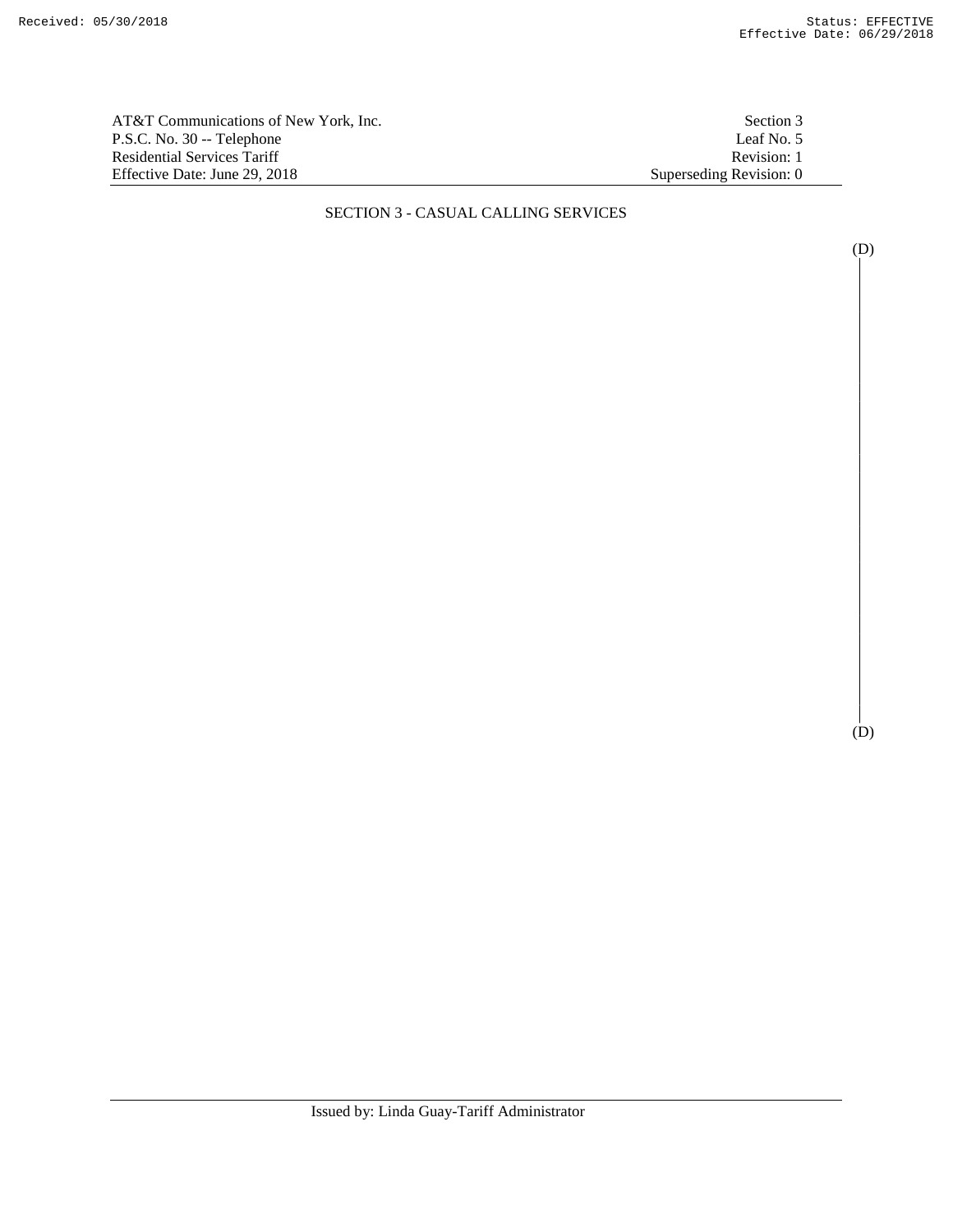AT&T Communications of New York, Inc.
P.S.C. No. 30 -- Telephone
Residential Services Tariff
Effective Date: June 29, 2018

Section 3
Leaf No. 5
Revision: 1
Superseding Revision: 0

## SECTION 3 - CASUAL CALLING SERVICES

(D)

(D)

Issued by: Linda Guay-Tariff Administrator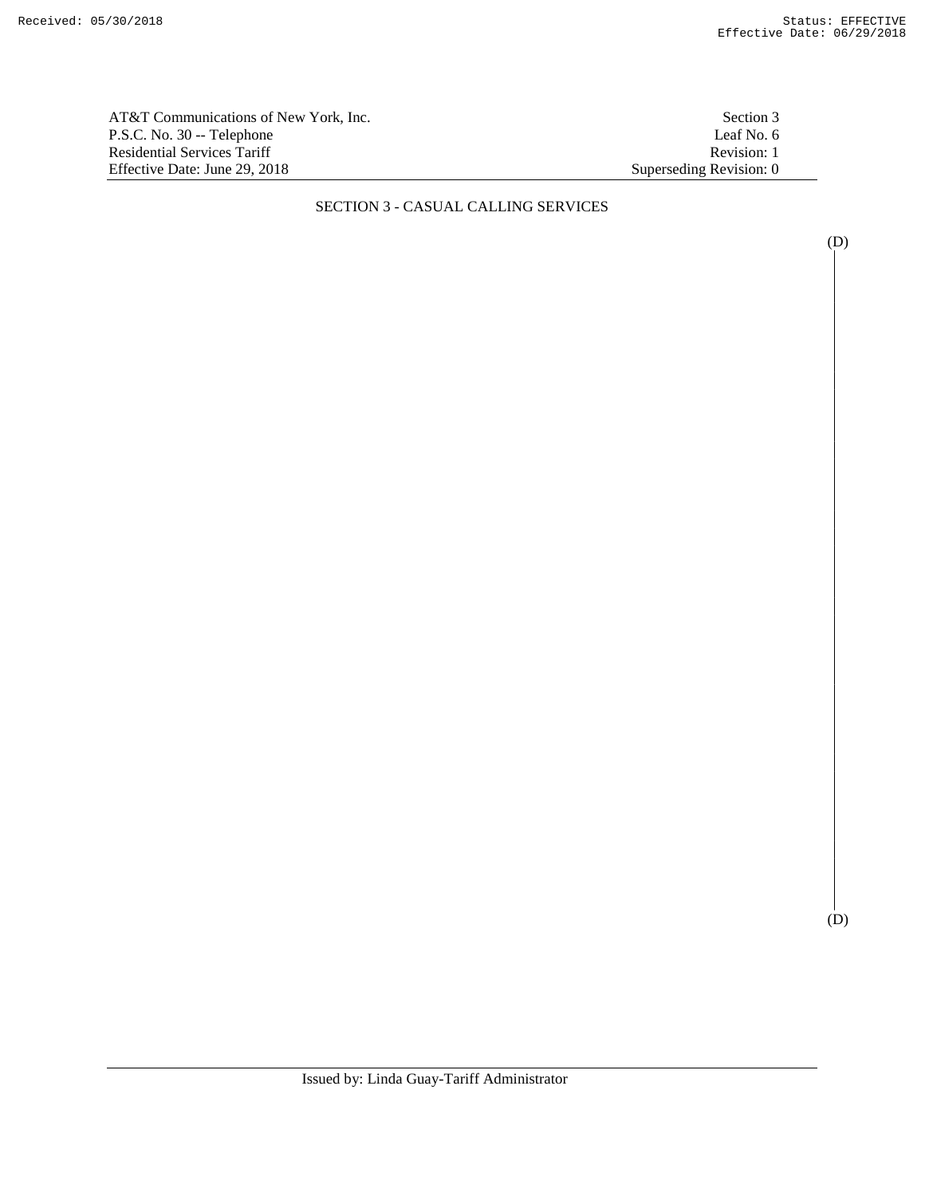AT&T Communications of New York, Inc.
P.S.C. No. 30 -- Telephone
Residential Services Tariff
Effective Date: June 29, 2018

Section 3
Leaf No. 6
Revision: 1
Superseding Revision: 0

## SECTION 3 - CASUAL CALLING SERVICES

(D)

(D)

Issued by: Linda Guay-Tariff Administrator